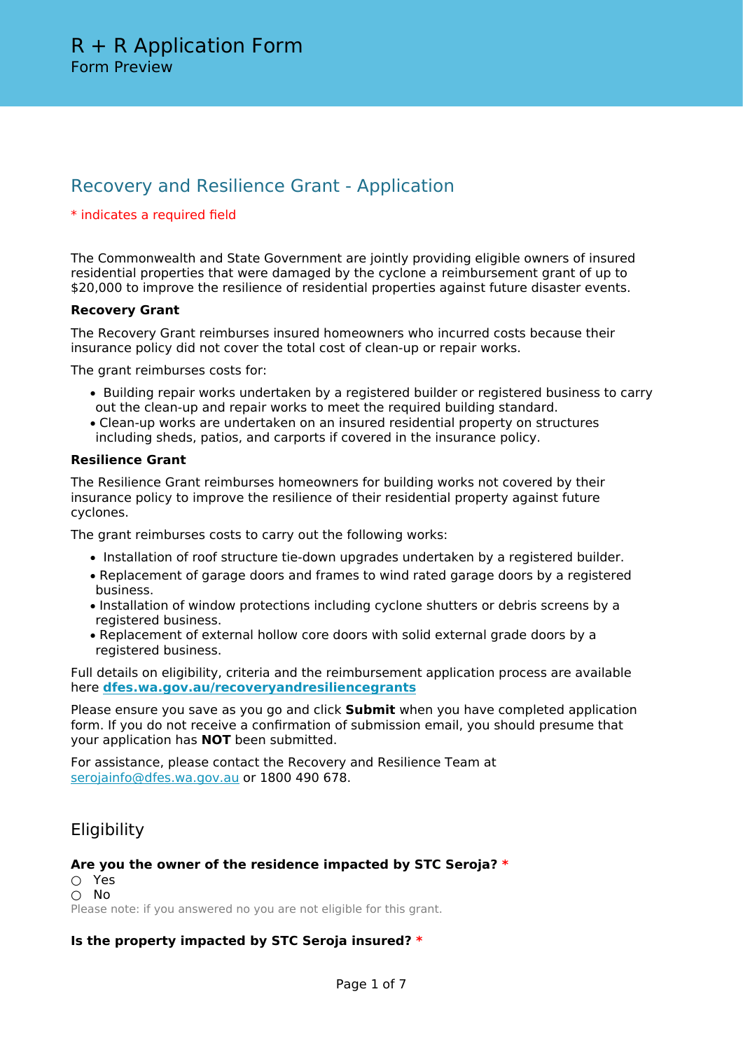# R + R Application Form

Form Preview

## Recovery and Resilience Grant - Application

* indicates a required field

The Commonwealth and State Government are jointly providing eligible owners of insured residential properties that were damaged by the cyclone a reimbursement grant of up to $20,000 to improve the resilience of residential properties against future disaster events.

**Recovery Grant**

The Recovery Grant reimburses insured homeowners who incurred costs because their insurance policy did not cover the total cost of clean-up or repair works.

The grant reimburses costs for:

- Building repair works undertaken by a registered builder or registered business to carry out the clean-up and repair works to meet the required building standard.
- Clean-up works are undertaken on an insured residential property on structures including sheds, patios, and carports if covered in the insurance policy.

**Resilience Grant**

The Resilience Grant reimburses homeowners for building works not covered by their insurance policy to improve the resilience of their residential property against future cyclones.

The grant reimburses costs to carry out the following works:

- Installation of roof structure tie-down upgrades undertaken by a registered builder.
- Replacement of garage doors and frames to wind rated garage doors by a registered business.
- Installation of window protections including cyclone shutters or debris screens by a registered business.
- Replacement of external hollow core doors with solid external grade doors by a registered business.

Full details on eligibility, criteria and the reimbursement application process are available here **dfes.wa.gov.au/recoveryandresiliencegrants**

Please ensure you save as you go and click **Submit** when you have completed application form. If you do not receive a confirmation of submission email, you should presume that your application has **NOT** been submitted.

For assistance, please contact the Recovery and Resilience Team at serojainfo@dfes.wa.gov.au or 1800 490 678.

### Eligibility

**Are you the owner of the residence impacted by STC Seroja?** *

○ Yes
○ No

Please note: if you answered no you are not eligible for this grant.

**Is the property impacted by STC Seroja insured?** *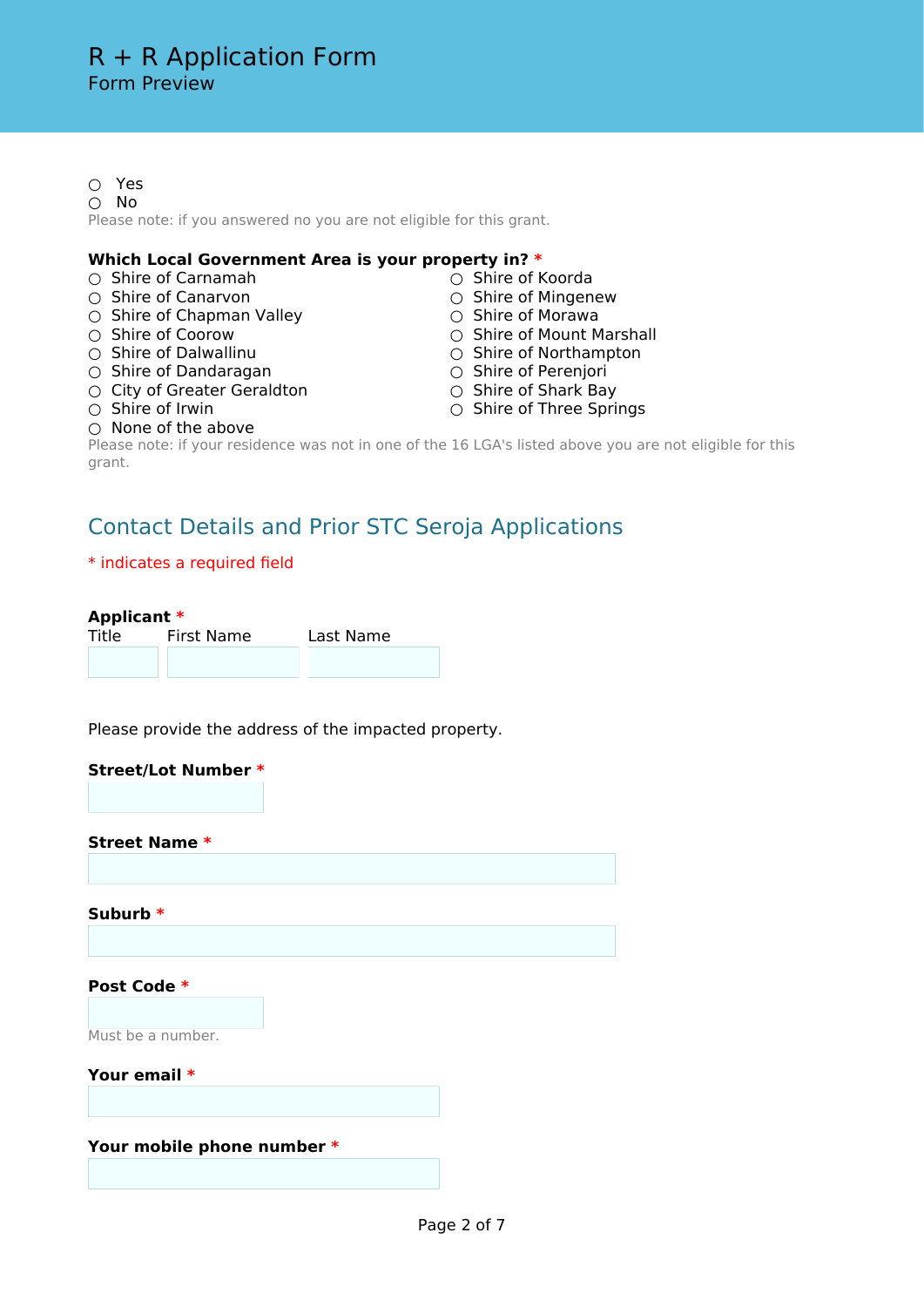# R + R Application Form
Form Preview

- ○ Yes
- ○ No

Please note: if you answered no you are not eligible for this grant.

**Which Local Government Area is your property in?** *

- ○ Shire of Carnamah
- ○ Shire of Canarvon
- ○ Shire of Chapman Valley
- ○ Shire of Coorow
- ○ Shire of Dalwallinu
- ○ Shire of Dandaragan
- ○ City of Greater Geraldton
- ○ Shire of Irwin
- ○ Shire of Koorda
- ○ Shire of Mingenew
- ○ Shire of Morawa
- ○ Shire of Mount Marshall
- ○ Shire of Northampton
- ○ Shire of Perenjori
- ○ Shire of Shark Bay
- ○ Shire of Three Springs
- ○ None of the above

Please note: if your residence was not in one of the 16 LGA's listed above you are not eligible for this grant.

## Contact Details and Prior STC Seroja Applications

* indicates a required field

**Applicant** *

| Title | First Name | Last Name |
|---|---|---|
| | | |

Please provide the address of the impacted property.

**Street/Lot Number** *

**Street Name** *

**Suburb** *

**Post Code** *

Must be a number.

**Your email** *

**Your mobile phone number** *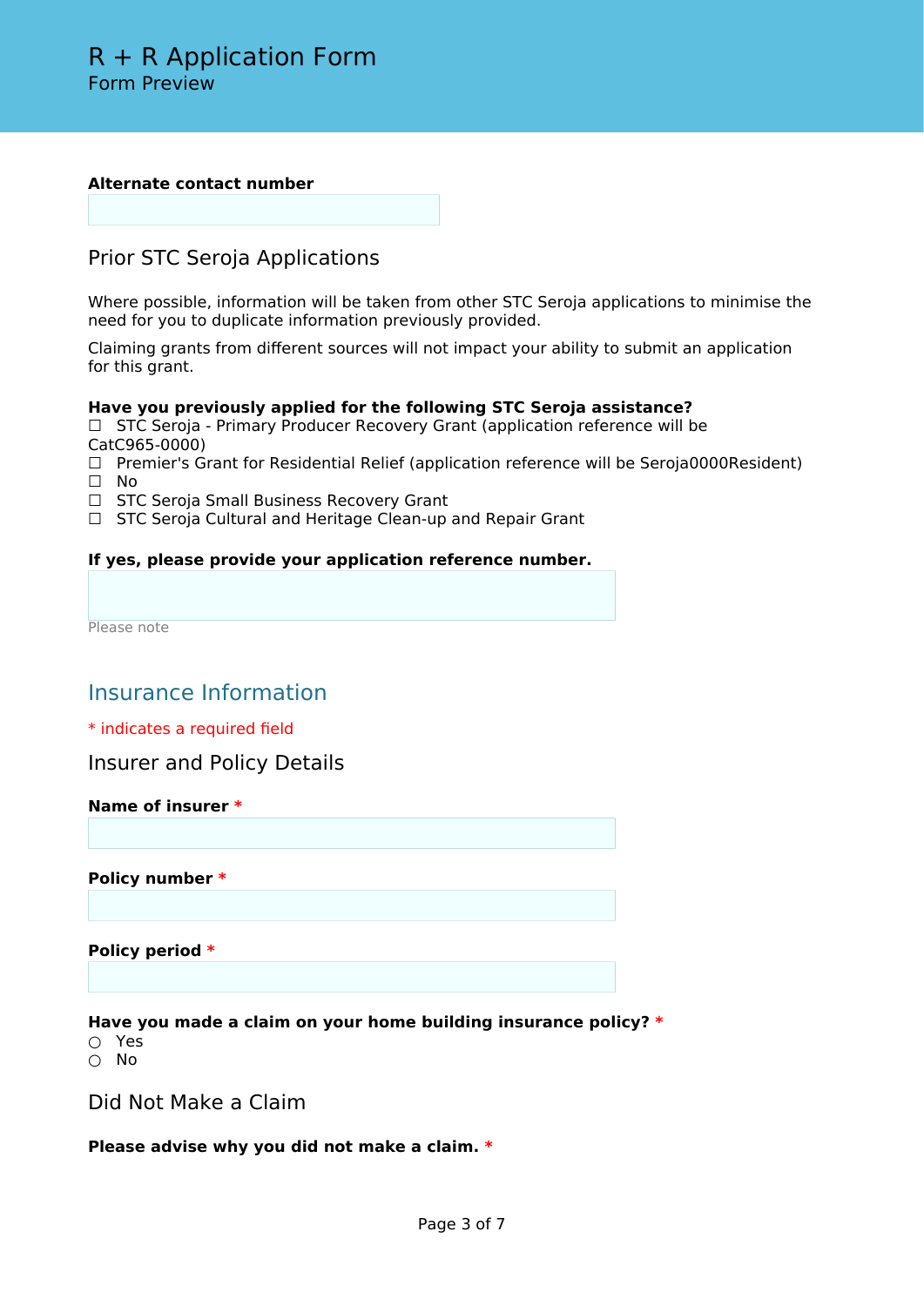**Alternate contact number**

## Prior STC Seroja Applications

Where possible, information will be taken from other STC Seroja applications to minimise the need for you to duplicate information previously provided.

Claiming grants from different sources will not impact your ability to submit an application for this grant.

**Have you previously applied for the following STC Seroja assistance?**

☐ STC Seroja - Primary Producer Recovery Grant (application reference will be CatC965-0000)
☐ Premier's Grant for Residential Relief (application reference will be Seroja0000Resident)
☐ No
☐ STC Seroja Small Business Recovery Grant
☐ STC Seroja Cultural and Heritage Clean-up and Repair Grant

**If yes, please provide your application reference number.**

Please note

# Insurance Information

* indicates a required field

## Insurer and Policy Details

**Name of insurer** *

**Policy number** *

**Policy period** *

**Have you made a claim on your home building insurance policy?** *

○ Yes
○ No

## Did Not Make a Claim

**Please advise why you did not make a claim.** *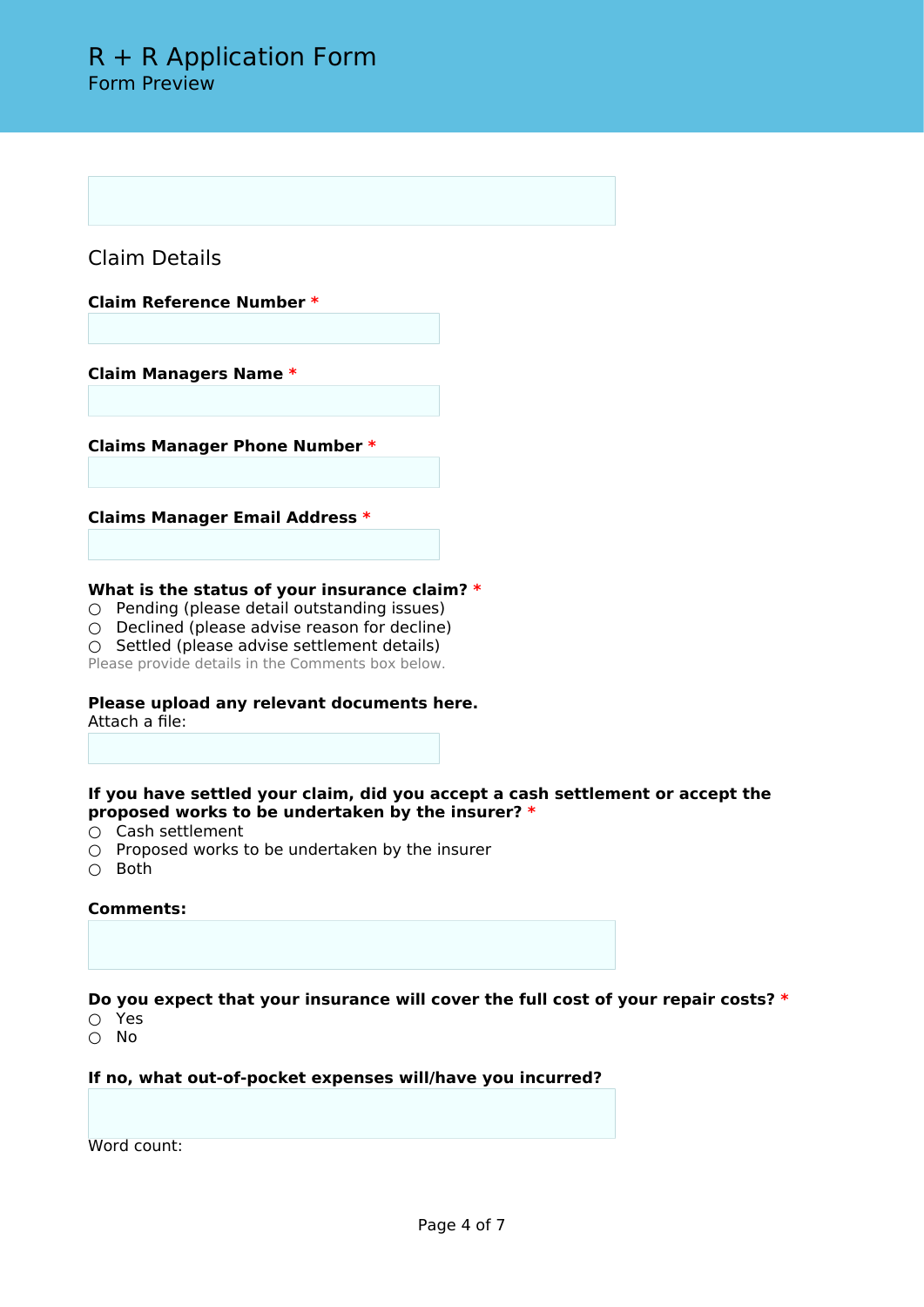# R + R Application Form

Form Preview

## Claim Details

**Claim Reference Number** *

**Claim Managers Name** *

**Claims Manager Phone Number** *

**Claims Manager Email Address** *

**What is the status of your insurance claim?** *

- ○ Pending (please detail outstanding issues)
- ○ Declined (please advise reason for decline)
- ○ Settled (please advise settlement details)

Please provide details in the Comments box below.

**Please upload any relevant documents here.**

Attach a file:

**If you have settled your claim, did you accept a cash settlement or accept the proposed works to be undertaken by the insurer?** *

- ○ Cash settlement
- ○ Proposed works to be undertaken by the insurer
- ○ Both

**Comments:**

**Do you expect that your insurance will cover the full cost of your repair costs?** *

- ○ Yes
- ○ No

**If no, what out-of-pocket expenses will/have you incurred?**

Word count: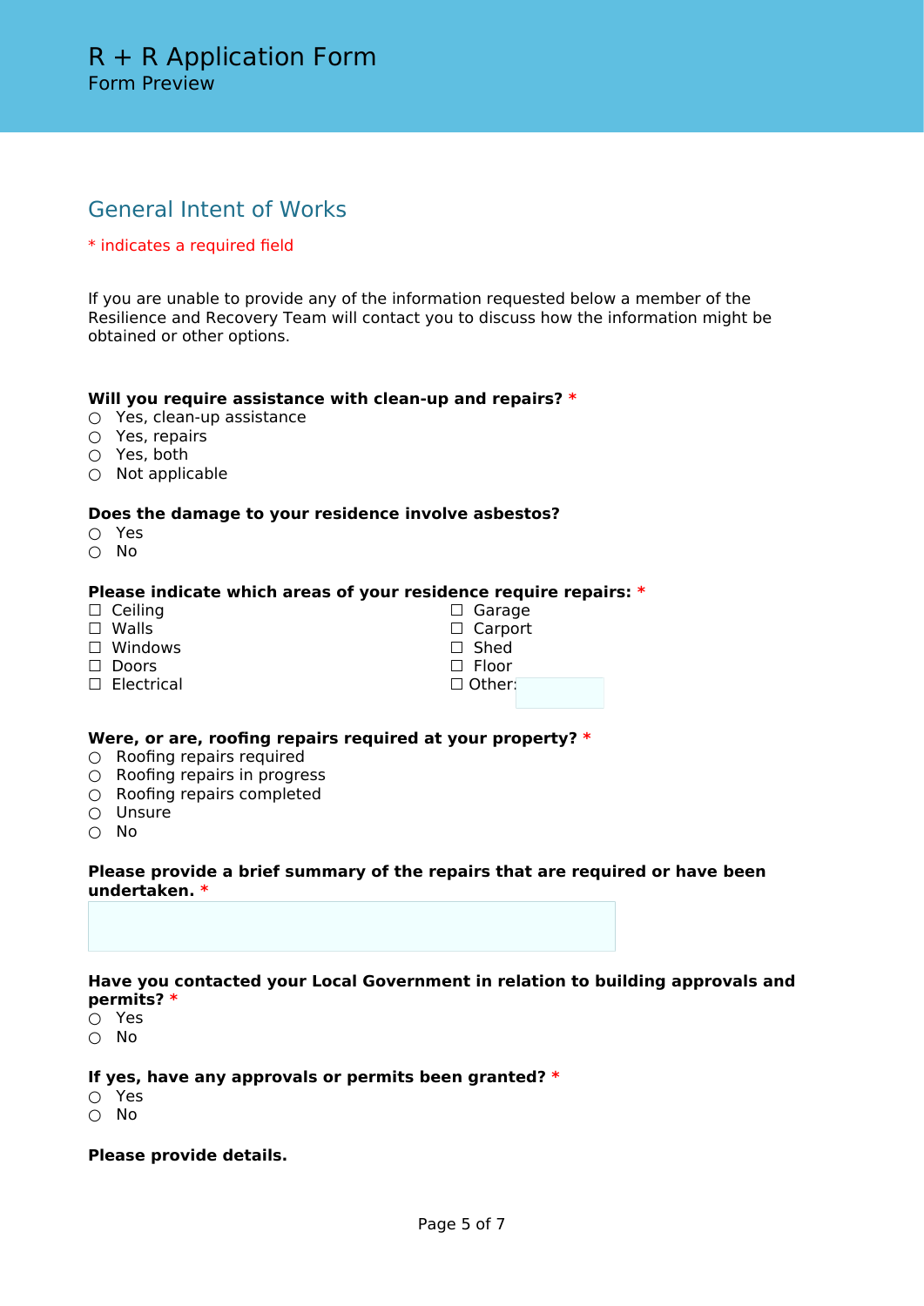# R + R Application Form

Form Preview

## General Intent of Works

* indicates a required field

If you are unable to provide any of the information requested below a member of the Resilience and Recovery Team will contact you to discuss how the information might be obtained or other options.

**Will you require assistance with clean-up and repairs?** *

- ○ Yes, clean-up assistance
- ○ Yes, repairs
- ○ Yes, both
- ○ Not applicable

**Does the damage to your residence involve asbestos?**

- ○ Yes
- ○ No

**Please indicate which areas of your residence require repairs:** *

- ☐ Ceiling
- ☐ Walls
- ☐ Windows
- ☐ Doors
- ☐ Electrical
- ☐ Garage
- ☐ Carport
- ☐ Shed
- ☐ Floor
- ☐ Other:

**Were, or are, roofing repairs required at your property?** *

- ○ Roofing repairs required
- ○ Roofing repairs in progress
- ○ Roofing repairs completed
- ○ Unsure
- ○ No

**Please provide a brief summary of the repairs that are required or have been undertaken.** *

**Have you contacted your Local Government in relation to building approvals and permits?** *

- ○ Yes
- ○ No

**If yes, have any approvals or permits been granted?** *

- ○ Yes
- ○ No

**Please provide details.**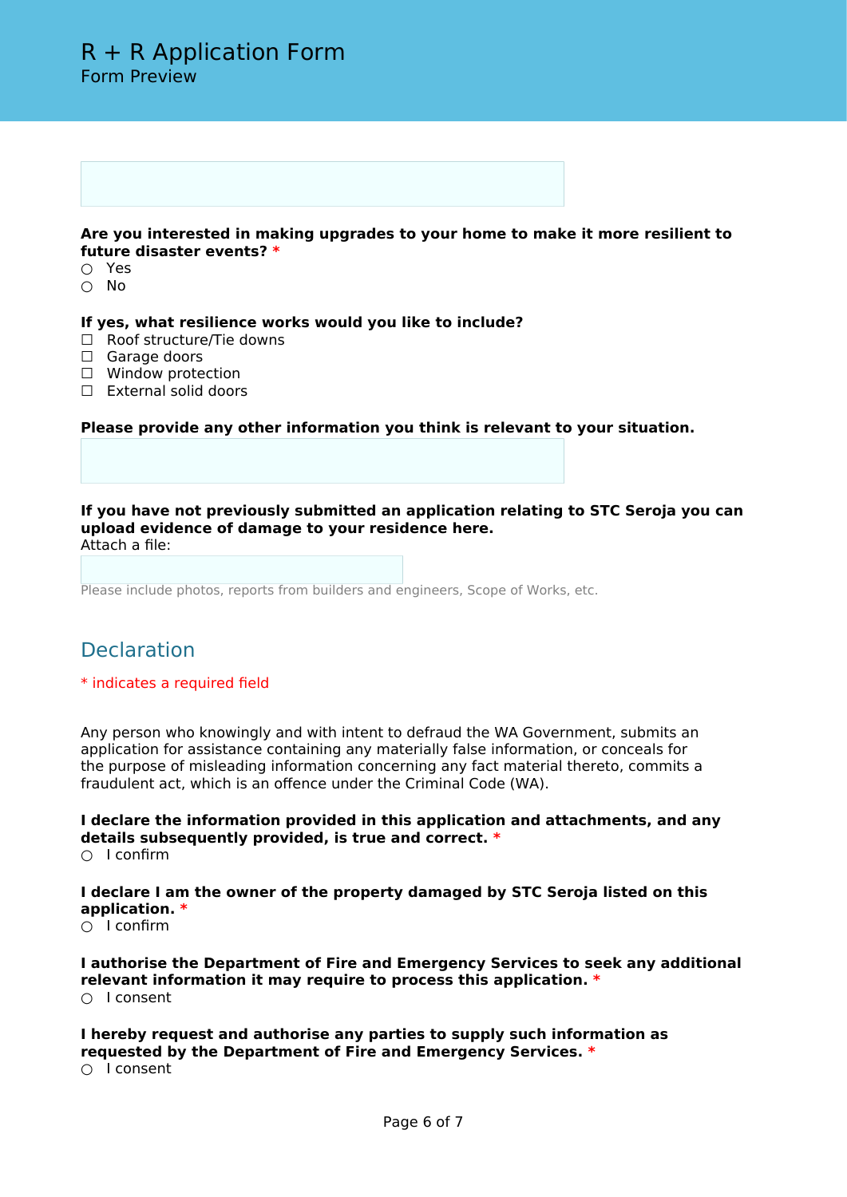# R + R Application Form

Form Preview

**Are you interested in making upgrades to your home to make it more resilient to future disaster events?** *

○ Yes
○ No

**If yes, what resilience works would you like to include?**

☐ Roof structure/Tie downs
☐ Garage doors
☐ Window protection
☐ External solid doors

**Please provide any other information you think is relevant to your situation.**

**If you have not previously submitted an application relating to STC Seroja you can upload evidence of damage to your residence here.**

Attach a file:

Please include photos, reports from builders and engineers, Scope of Works, etc.

## Declaration

* indicates a required field

Any person who knowingly and with intent to defraud the WA Government, submits an application for assistance containing any materially false information, or conceals for the purpose of misleading information concerning any fact material thereto, commits a fraudulent act, which is an offence under the Criminal Code (WA).

**I declare the information provided in this application and attachments, and any details subsequently provided, is true and correct.** *

○ I confirm

**I declare I am the owner of the property damaged by STC Seroja listed on this application.** *

○ I confirm

**I authorise the Department of Fire and Emergency Services to seek any additional relevant information it may require to process this application.** *

○ I consent

**I hereby request and authorise any parties to supply such information as requested by the Department of Fire and Emergency Services.** *

○ I consent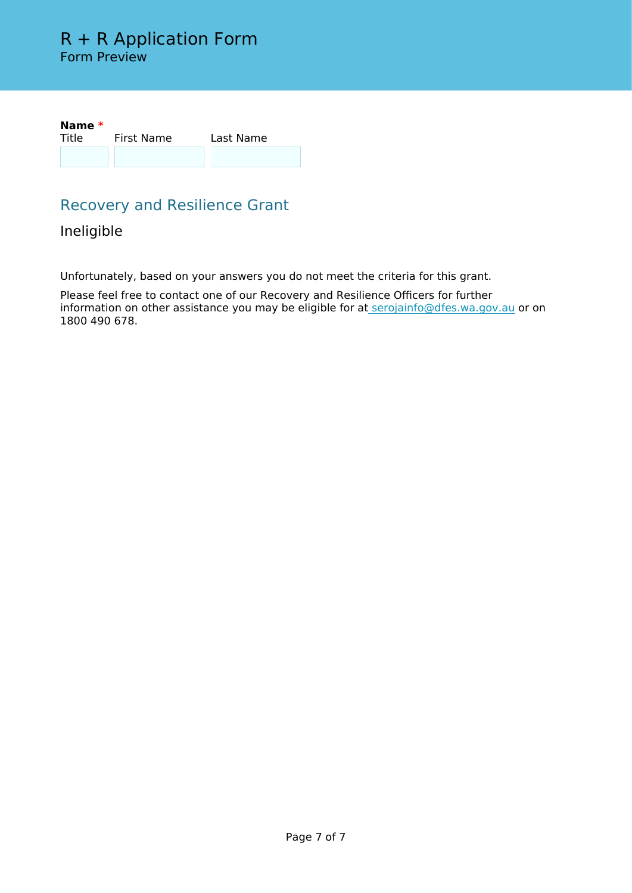# R + R Application Form

Form Preview

**Name** *

| Title | First Name | Last Name |
|---|---|---|
| | | |

## Recovery and Resilience Grant

### Ineligible

Unfortunately, based on your answers you do not meet the criteria for this grant.

Please feel free to contact one of our Recovery and Resilience Officers for further information on other assistance you may be eligible for at serojainfo@dfes.wa.gov.au or on 1800 490 678.